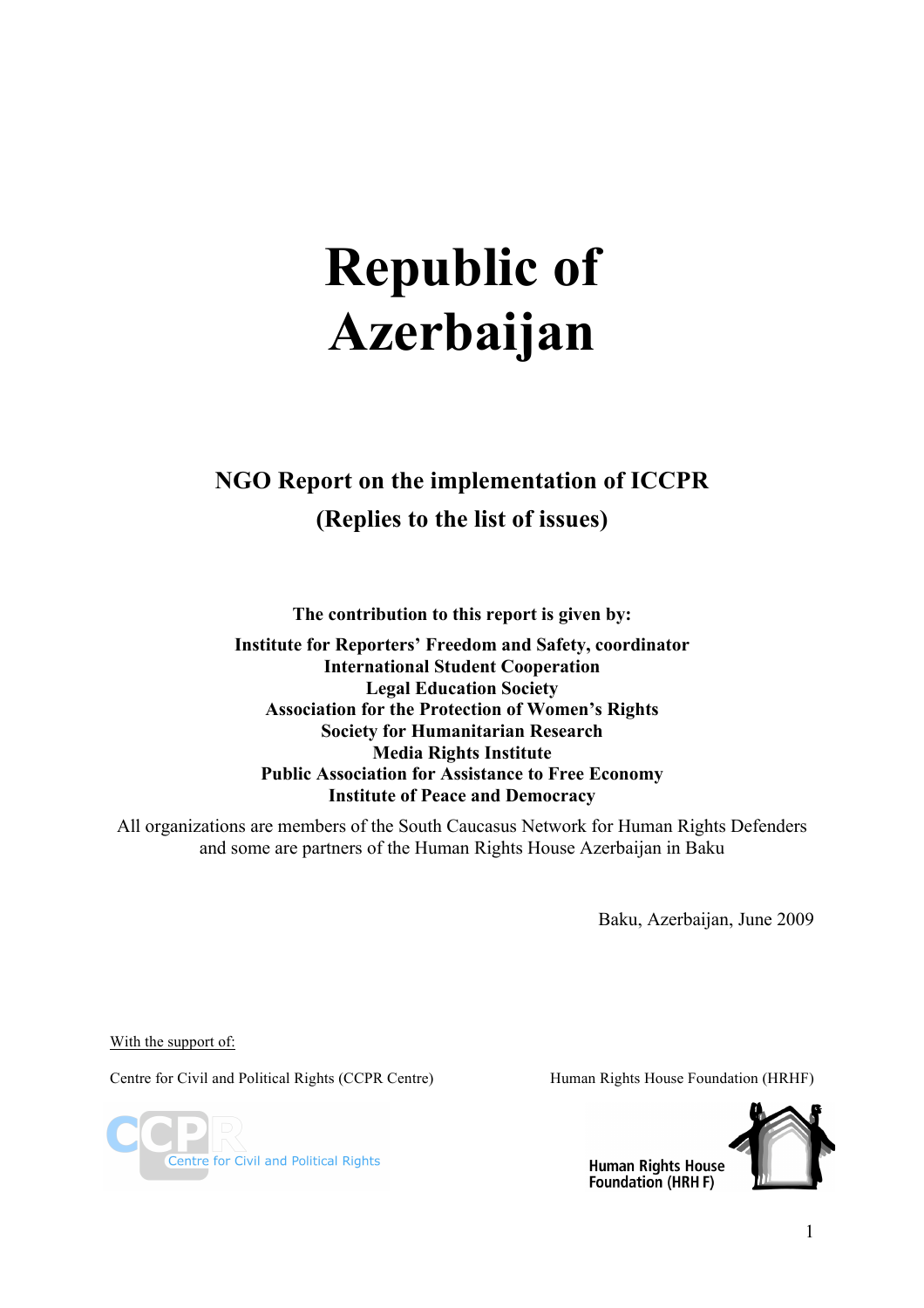# Republic of Azerbaijan

## NGO Report on the implementation of ICCPR
## (Replies to the list of issues)

**The contribution to this report is given by:**

**Institute for Reporters' Freedom and Safety, coordinator**
**International Student Cooperation**
**Legal Education Society**
**Association for the Protection of Women's Rights**
**Society for Humanitarian Research**
**Media Rights Institute**
**Public Association for Assistance to Free Economy**
**Institute of Peace and Democracy**

All organizations are members of the South Caucasus Network for Human Rights Defenders and some are partners of the Human Rights House Azerbaijan in Baku

Baku, Azerbaijan, June 2009

With the support of:

Centre for Civil and Political Rights (CCPR Centre)

Human Rights House Foundation (HRHF)

CCPR Centre for Civil and Political Rights

Human Rights House Foundation (HRH F)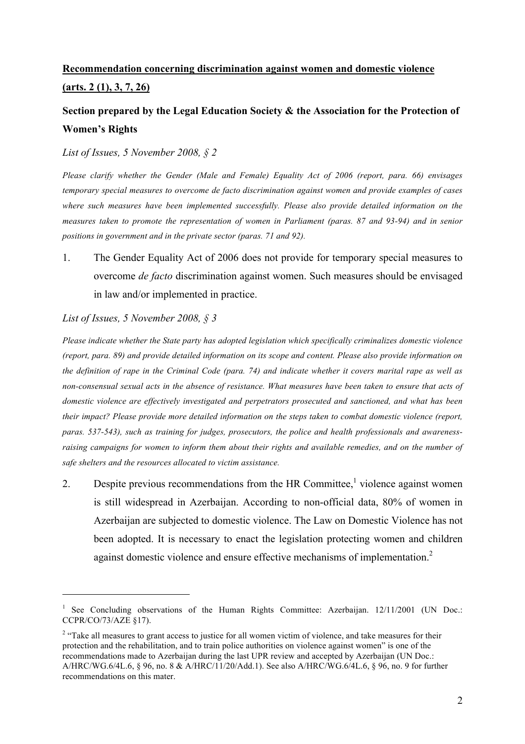**Recommendation concerning discrimination against women and domestic violence (arts. 2 (1), 3, 7, 26)**

## Section prepared by the Legal Education Society & the Association for the Protection of Women's Rights

*List of Issues, 5 November 2008, § 2*

*Please clarify whether the Gender (Male and Female) Equality Act of 2006 (report, para. 66) envisages temporary special measures to overcome de facto discrimination against women and provide examples of cases where such measures have been implemented successfully. Please also provide detailed information on the measures taken to promote the representation of women in Parliament (paras. 87 and 93-94) and in senior positions in government and in the private sector (paras. 71 and 92).*

1. The Gender Equality Act of 2006 does not provide for temporary special measures to overcome *de facto* discrimination against women. Such measures should be envisaged in law and/or implemented in practice.

*List of Issues, 5 November 2008, § 3*

*Please indicate whether the State party has adopted legislation which specifically criminalizes domestic violence (report, para. 89) and provide detailed information on its scope and content. Please also provide information on the definition of rape in the Criminal Code (para. 74) and indicate whether it covers marital rape as well as non-consensual sexual acts in the absence of resistance. What measures have been taken to ensure that acts of domestic violence are effectively investigated and perpetrators prosecuted and sanctioned, and what has been their impact? Please provide more detailed information on the steps taken to combat domestic violence (report, paras. 537-543), such as training for judges, prosecutors, the police and health professionals and awareness-raising campaigns for women to inform them about their rights and available remedies, and on the number of safe shelters and the resources allocated to victim assistance.*

2. Despite previous recommendations from the HR Committee,[1] violence against women is still widespread in Azerbaijan. According to non-official data, 80% of women in Azerbaijan are subjected to domestic violence. The Law on Domestic Violence has not been adopted. It is necessary to enact the legislation protecting women and children against domestic violence and ensure effective mechanisms of implementation.[2]

---

[1] See Concluding observations of the Human Rights Committee: Azerbaijan. 12/11/2001 (UN Doc.: CCPR/CO/73/AZE §17).

[2] "Take all measures to grant access to justice for all women victim of violence, and take measures for their protection and the rehabilitation, and to train police authorities on violence against women" is one of the recommendations made to Azerbaijan during the last UPR review and accepted by Azerbaijan (UN Doc.: A/HRC/WG.6/4L.6, § 96, no. 8 & A/HRC/11/20/Add.1). See also A/HRC/WG.6/4L.6, § 96, no. 9 for further recommendations on this mater.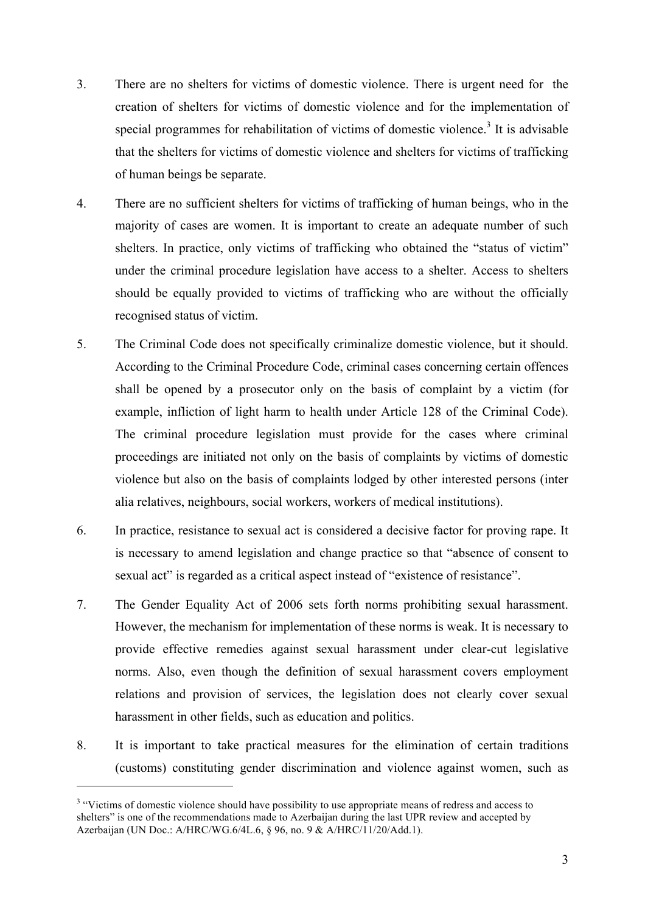3. There are no shelters for victims of domestic violence. There is urgent need for the creation of shelters for victims of domestic violence and for the implementation of special programmes for rehabilitation of victims of domestic violence.[3] It is advisable that the shelters for victims of domestic violence and shelters for victims of trafficking of human beings be separate.

4. There are no sufficient shelters for victims of trafficking of human beings, who in the majority of cases are women. It is important to create an adequate number of such shelters. In practice, only victims of trafficking who obtained the "status of victim" under the criminal procedure legislation have access to a shelter. Access to shelters should be equally provided to victims of trafficking who are without the officially recognised status of victim.

5. The Criminal Code does not specifically criminalize domestic violence, but it should. According to the Criminal Procedure Code, criminal cases concerning certain offences shall be opened by a prosecutor only on the basis of complaint by a victim (for example, infliction of light harm to health under Article 128 of the Criminal Code). The criminal procedure legislation must provide for the cases where criminal proceedings are initiated not only on the basis of complaints by victims of domestic violence but also on the basis of complaints lodged by other interested persons (inter alia relatives, neighbours, social workers, workers of medical institutions).

6. In practice, resistance to sexual act is considered a decisive factor for proving rape. It is necessary to amend legislation and change practice so that "absence of consent to sexual act" is regarded as a critical aspect instead of "existence of resistance".

7. The Gender Equality Act of 2006 sets forth norms prohibiting sexual harassment. However, the mechanism for implementation of these norms is weak. It is necessary to provide effective remedies against sexual harassment under clear-cut legislative norms. Also, even though the definition of sexual harassment covers employment relations and provision of services, the legislation does not clearly cover sexual harassment in other fields, such as education and politics.

8. It is important to take practical measures for the elimination of certain traditions (customs) constituting gender discrimination and violence against women, such as

---

[3] "Victims of domestic violence should have possibility to use appropriate means of redress and access to shelters" is one of the recommendations made to Azerbaijan during the last UPR review and accepted by Azerbaijan (UN Doc.: A/HRC/WG.6/4L.6, § 96, no. 9 & A/HRC/11/20/Add.1).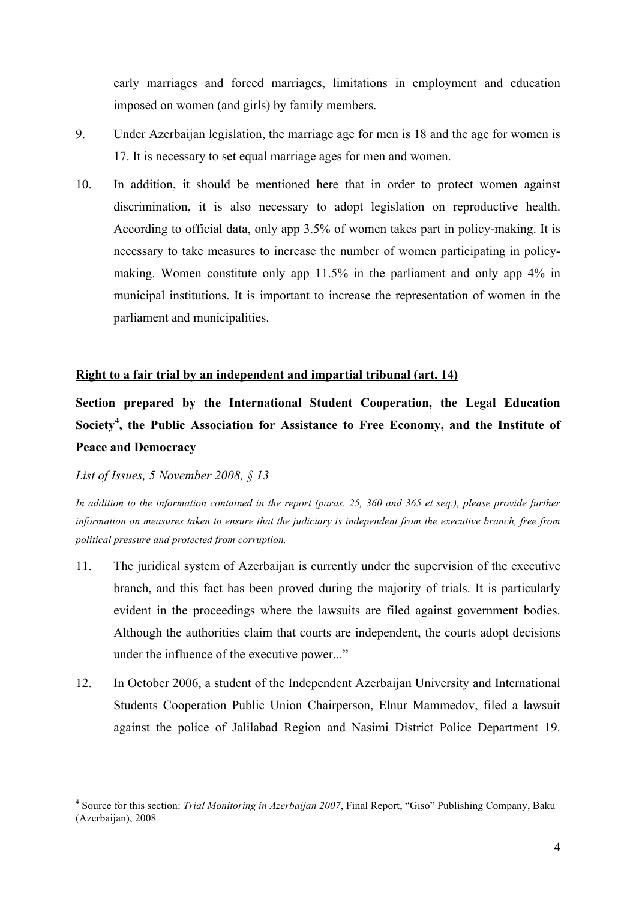early marriages and forced marriages, limitations in employment and education imposed on women (and girls) by family members.

9. Under Azerbaijan legislation, the marriage age for men is 18 and the age for women is 17. It is necessary to set equal marriage ages for men and women.

10. In addition, it should be mentioned here that in order to protect women against discrimination, it is also necessary to adopt legislation on reproductive health. According to official data, only app 3.5% of women takes part in policy-making. It is necessary to take measures to increase the number of women participating in policy-making. Women constitute only app 11.5% in the parliament and only app 4% in municipal institutions. It is important to increase the representation of women in the parliament and municipalities.

## Right to a fair trial by an independent and impartial tribunal (art. 14)

**Section prepared by the International Student Cooperation, the Legal Education Society[4], the Public Association for Assistance to Free Economy, and the Institute of Peace and Democracy**

*List of Issues, 5 November 2008, § 13*

*In addition to the information contained in the report (paras. 25, 360 and 365 et seq.), please provide further information on measures taken to ensure that the judiciary is independent from the executive branch, free from political pressure and protected from corruption.*

11. The juridical system of Azerbaijan is currently under the supervision of the executive branch, and this fact has been proved during the majority of trials. It is particularly evident in the proceedings where the lawsuits are filed against government bodies. Although the authorities claim that courts are independent, the courts adopt decisions under the influence of the executive power..."

12. In October 2006, a student of the Independent Azerbaijan University and International Students Cooperation Public Union Chairperson, Elnur Mammedov, filed a lawsuit against the police of Jalilabad Region and Nasimi District Police Department 19.

---

[4] Source for this section: *Trial Monitoring in Azerbaijan 2007*, Final Report, "Giso" Publishing Company, Baku (Azerbaijan), 2008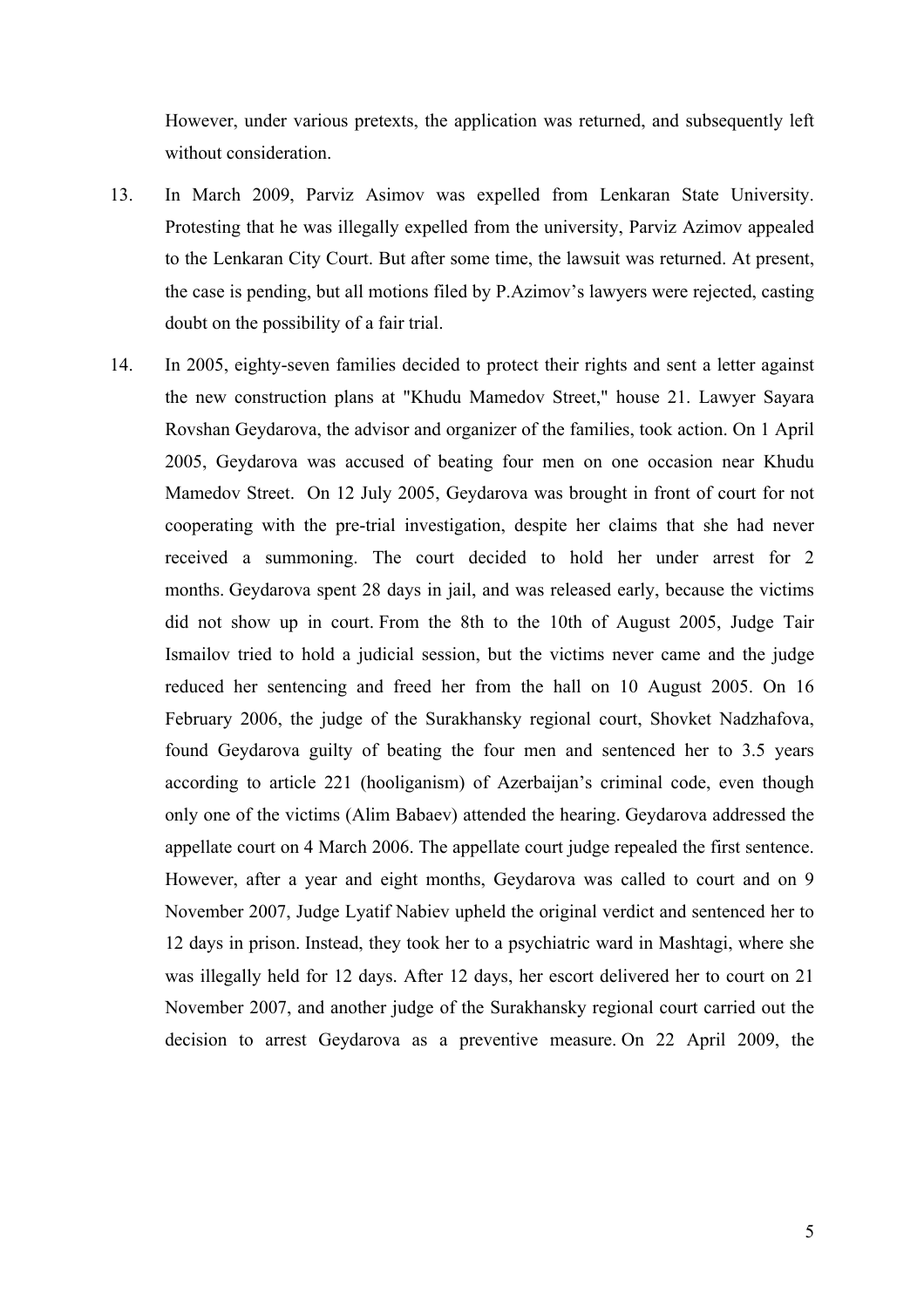However, under various pretexts, the application was returned, and subsequently left without consideration.

13. In March 2009, Parviz Asimov was expelled from Lenkaran State University. Protesting that he was illegally expelled from the university, Parviz Azimov appealed to the Lenkaran City Court. But after some time, the lawsuit was returned. At present, the case is pending, but all motions filed by P.Azimov's lawyers were rejected, casting doubt on the possibility of a fair trial.

14. In 2005, eighty-seven families decided to protect their rights and sent a letter against the new construction plans at "Khudu Mamedov Street," house 21. Lawyer Sayara Rovshan Geydarova, the advisor and organizer of the families, took action. On 1 April 2005, Geydarova was accused of beating four men on one occasion near Khudu Mamedov Street. On 12 July 2005, Geydarova was brought in front of court for not cooperating with the pre-trial investigation, despite her claims that she had never received a summoning. The court decided to hold her under arrest for 2 months. Geydarova spent 28 days in jail, and was released early, because the victims did not show up in court. From the 8th to the 10th of August 2005, Judge Tair Ismailov tried to hold a judicial session, but the victims never came and the judge reduced her sentencing and freed her from the hall on 10 August 2005. On 16 February 2006, the judge of the Surakhansky regional court, Shovket Nadzhafova, found Geydarova guilty of beating the four men and sentenced her to 3.5 years according to article 221 (hooliganism) of Azerbaijan's criminal code, even though only one of the victims (Alim Babaev) attended the hearing. Geydarova addressed the appellate court on 4 March 2006. The appellate court judge repealed the first sentence. However, after a year and eight months, Geydarova was called to court and on 9 November 2007, Judge Lyatif Nabiev upheld the original verdict and sentenced her to 12 days in prison. Instead, they took her to a psychiatric ward in Mashtagi, where she was illegally held for 12 days. After 12 days, her escort delivered her to court on 21 November 2007, and another judge of the Surakhansky regional court carried out the decision to arrest Geydarova as a preventive measure. On 22 April 2009, the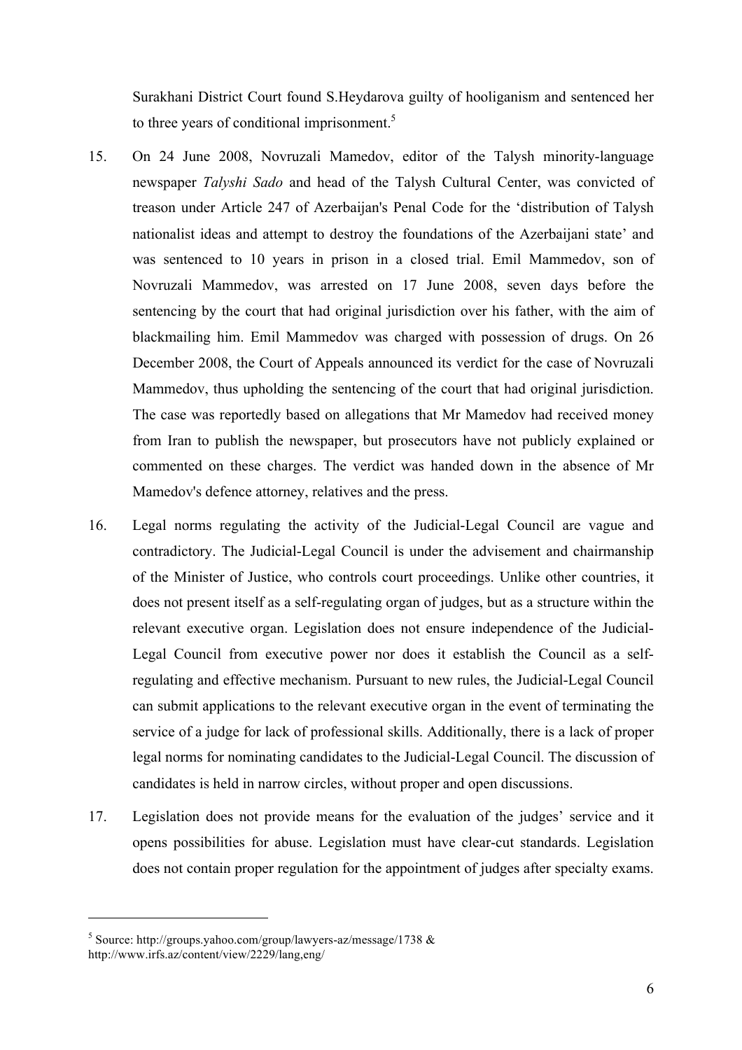Surakhani District Court found S.Heydarova guilty of hooliganism and sentenced her to three years of conditional imprisonment.[5]

15. On 24 June 2008, Novruzali Mamedov, editor of the Talysh minority-language newspaper *Talyshi Sado* and head of the Talysh Cultural Center, was convicted of treason under Article 247 of Azerbaijan's Penal Code for the 'distribution of Talysh nationalist ideas and attempt to destroy the foundations of the Azerbaijani state' and was sentenced to 10 years in prison in a closed trial. Emil Mammedov, son of Novruzali Mammedov, was arrested on 17 June 2008, seven days before the sentencing by the court that had original jurisdiction over his father, with the aim of blackmailing him. Emil Mammedov was charged with possession of drugs. On 26 December 2008, the Court of Appeals announced its verdict for the case of Novruzali Mammedov, thus upholding the sentencing of the court that had original jurisdiction. The case was reportedly based on allegations that Mr Mamedov had received money from Iran to publish the newspaper, but prosecutors have not publicly explained or commented on these charges. The verdict was handed down in the absence of Mr Mamedov's defence attorney, relatives and the press.

16. Legal norms regulating the activity of the Judicial-Legal Council are vague and contradictory. The Judicial-Legal Council is under the advisement and chairmanship of the Minister of Justice, who controls court proceedings. Unlike other countries, it does not present itself as a self-regulating organ of judges, but as a structure within the relevant executive organ. Legislation does not ensure independence of the Judicial-Legal Council from executive power nor does it establish the Council as a self-regulating and effective mechanism. Pursuant to new rules, the Judicial-Legal Council can submit applications to the relevant executive organ in the event of terminating the service of a judge for lack of professional skills. Additionally, there is a lack of proper legal norms for nominating candidates to the Judicial-Legal Council. The discussion of candidates is held in narrow circles, without proper and open discussions.

17. Legislation does not provide means for the evaluation of the judges' service and it opens possibilities for abuse. Legislation must have clear-cut standards. Legislation does not contain proper regulation for the appointment of judges after specialty exams.

---

[5] Source: http://groups.yahoo.com/group/lawyers-az/message/1738 & http://www.irfs.az/content/view/2229/lang,eng/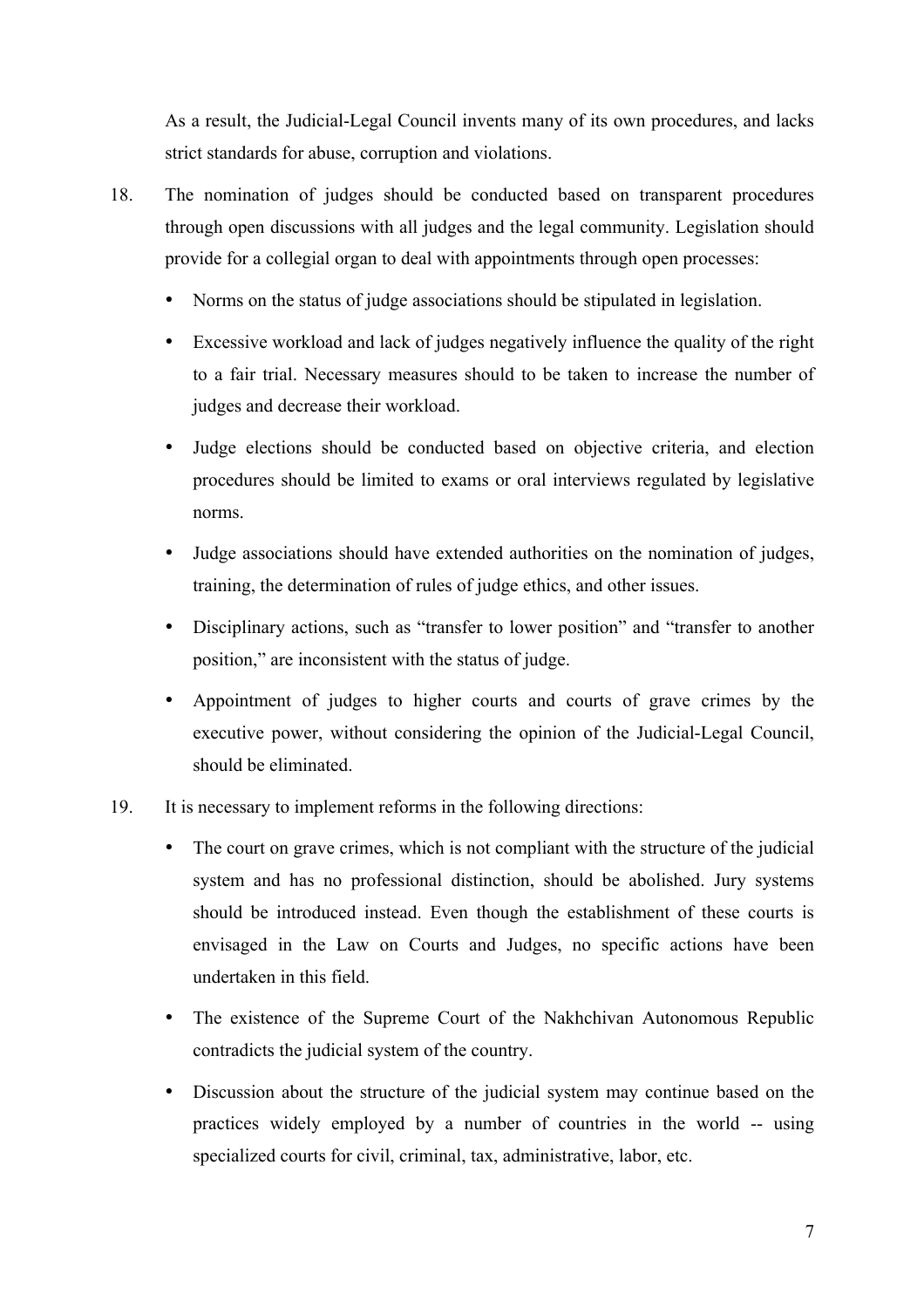As a result, the Judicial-Legal Council invents many of its own procedures, and lacks strict standards for abuse, corruption and violations.

18. The nomination of judges should be conducted based on transparent procedures through open discussions with all judges and the legal community. Legislation should provide for a collegial organ to deal with appointments through open processes:

    - Norms on the status of judge associations should be stipulated in legislation.
    - Excessive workload and lack of judges negatively influence the quality of the right to a fair trial. Necessary measures should to be taken to increase the number of judges and decrease their workload.
    - Judge elections should be conducted based on objective criteria, and election procedures should be limited to exams or oral interviews regulated by legislative norms.
    - Judge associations should have extended authorities on the nomination of judges, training, the determination of rules of judge ethics, and other issues.
    - Disciplinary actions, such as "transfer to lower position" and "transfer to another position," are inconsistent with the status of judge.
    - Appointment of judges to higher courts and courts of grave crimes by the executive power, without considering the opinion of the Judicial-Legal Council, should be eliminated.

19. It is necessary to implement reforms in the following directions:

    - The court on grave crimes, which is not compliant with the structure of the judicial system and has no professional distinction, should be abolished. Jury systems should be introduced instead. Even though the establishment of these courts is envisaged in the Law on Courts and Judges, no specific actions have been undertaken in this field.
    - The existence of the Supreme Court of the Nakhchivan Autonomous Republic contradicts the judicial system of the country.
    - Discussion about the structure of the judicial system may continue based on the practices widely employed by a number of countries in the world -- using specialized courts for civil, criminal, tax, administrative, labor, etc.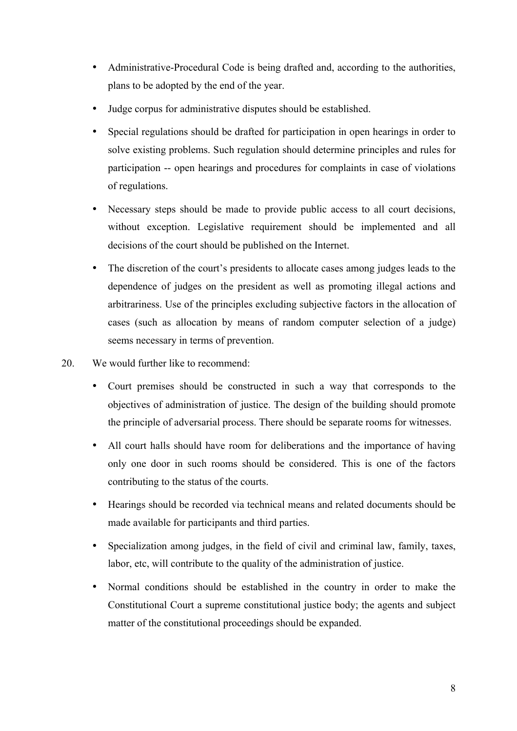- Administrative-Procedural Code is being drafted and, according to the authorities, plans to be adopted by the end of the year.
- Judge corpus for administrative disputes should be established.
- Special regulations should be drafted for participation in open hearings in order to solve existing problems. Such regulation should determine principles and rules for participation -- open hearings and procedures for complaints in case of violations of regulations.
- Necessary steps should be made to provide public access to all court decisions, without exception. Legislative requirement should be implemented and all decisions of the court should be published on the Internet.
- The discretion of the court's presidents to allocate cases among judges leads to the dependence of judges on the president as well as promoting illegal actions and arbitrariness. Use of the principles excluding subjective factors in the allocation of cases (such as allocation by means of random computer selection of a judge) seems necessary in terms of prevention.

20. We would further like to recommend:

- Court premises should be constructed in such a way that corresponds to the objectives of administration of justice. The design of the building should promote the principle of adversarial process. There should be separate rooms for witnesses.
- All court halls should have room for deliberations and the importance of having only one door in such rooms should be considered. This is one of the factors contributing to the status of the courts.
- Hearings should be recorded via technical means and related documents should be made available for participants and third parties.
- Specialization among judges, in the field of civil and criminal law, family, taxes, labor, etc, will contribute to the quality of the administration of justice.
- Normal conditions should be established in the country in order to make the Constitutional Court a supreme constitutional justice body; the agents and subject matter of the constitutional proceedings should be expanded.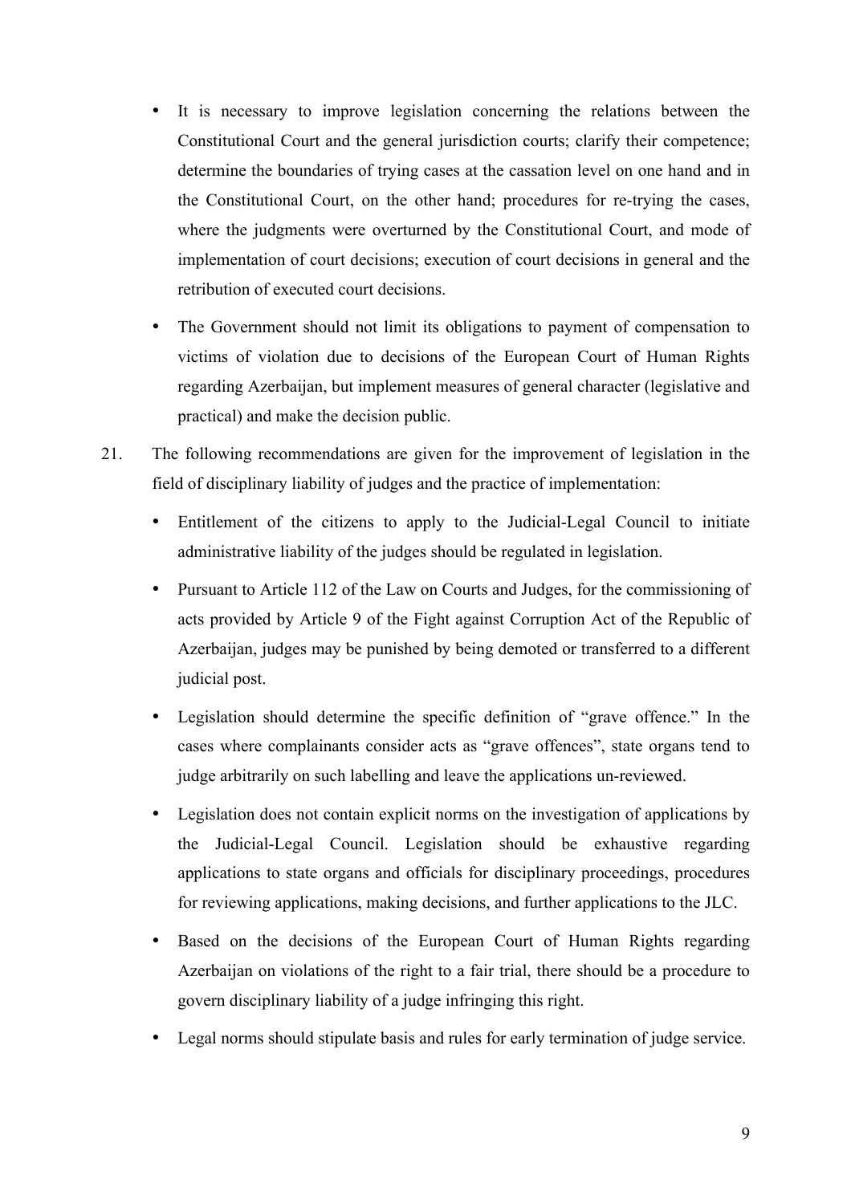- It is necessary to improve legislation concerning the relations between the Constitutional Court and the general jurisdiction courts; clarify their competence; determine the boundaries of trying cases at the cassation level on one hand and in the Constitutional Court, on the other hand; procedures for re-trying the cases, where the judgments were overturned by the Constitutional Court, and mode of implementation of court decisions; execution of court decisions in general and the retribution of executed court decisions.
- The Government should not limit its obligations to payment of compensation to victims of violation due to decisions of the European Court of Human Rights regarding Azerbaijan, but implement measures of general character (legislative and practical) and make the decision public.

21. The following recommendations are given for the improvement of legislation in the field of disciplinary liability of judges and the practice of implementation:

- Entitlement of the citizens to apply to the Judicial-Legal Council to initiate administrative liability of the judges should be regulated in legislation.
- Pursuant to Article 112 of the Law on Courts and Judges, for the commissioning of acts provided by Article 9 of the Fight against Corruption Act of the Republic of Azerbaijan, judges may be punished by being demoted or transferred to a different judicial post.
- Legislation should determine the specific definition of "grave offence." In the cases where complainants consider acts as "grave offences", state organs tend to judge arbitrarily on such labelling and leave the applications un-reviewed.
- Legislation does not contain explicit norms on the investigation of applications by the Judicial-Legal Council. Legislation should be exhaustive regarding applications to state organs and officials for disciplinary proceedings, procedures for reviewing applications, making decisions, and further applications to the JLC.
- Based on the decisions of the European Court of Human Rights regarding Azerbaijan on violations of the right to a fair trial, there should be a procedure to govern disciplinary liability of a judge infringing this right.
- Legal norms should stipulate basis and rules for early termination of judge service.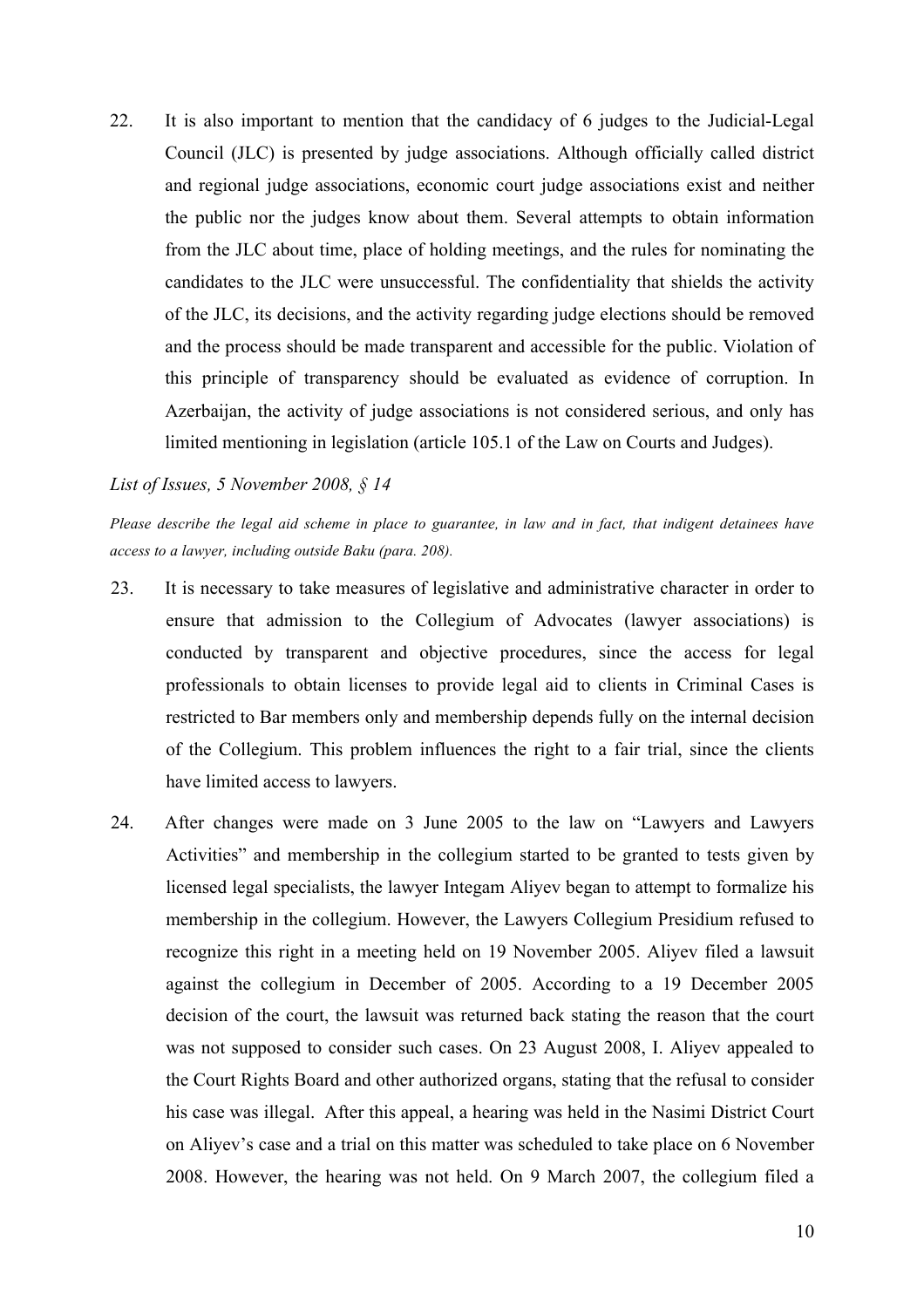22. It is also important to mention that the candidacy of 6 judges to the Judicial-Legal Council (JLC) is presented by judge associations. Although officially called district and regional judge associations, economic court judge associations exist and neither the public nor the judges know about them. Several attempts to obtain information from the JLC about time, place of holding meetings, and the rules for nominating the candidates to the JLC were unsuccessful. The confidentiality that shields the activity of the JLC, its decisions, and the activity regarding judge elections should be removed and the process should be made transparent and accessible for the public. Violation of this principle of transparency should be evaluated as evidence of corruption. In Azerbaijan, the activity of judge associations is not considered serious, and only has limited mentioning in legislation (article 105.1 of the Law on Courts and Judges).

*List of Issues, 5 November 2008, § 14*

*Please describe the legal aid scheme in place to guarantee, in law and in fact, that indigent detainees have access to a lawyer, including outside Baku (para. 208).*

23. It is necessary to take measures of legislative and administrative character in order to ensure that admission to the Collegium of Advocates (lawyer associations) is conducted by transparent and objective procedures, since the access for legal professionals to obtain licenses to provide legal aid to clients in Criminal Cases is restricted to Bar members only and membership depends fully on the internal decision of the Collegium. This problem influences the right to a fair trial, since the clients have limited access to lawyers.

24. After changes were made on 3 June 2005 to the law on "Lawyers and Lawyers Activities" and membership in the collegium started to be granted to tests given by licensed legal specialists, the lawyer Integam Aliyev began to attempt to formalize his membership in the collegium. However, the Lawyers Collegium Presidium refused to recognize this right in a meeting held on 19 November 2005. Aliyev filed a lawsuit against the collegium in December of 2005. According to a 19 December 2005 decision of the court, the lawsuit was returned back stating the reason that the court was not supposed to consider such cases. On 23 August 2008, I. Aliyev appealed to the Court Rights Board and other authorized organs, stating that the refusal to consider his case was illegal. After this appeal, a hearing was held in the Nasimi District Court on Aliyev's case and a trial on this matter was scheduled to take place on 6 November 2008. However, the hearing was not held. On 9 March 2007, the collegium filed a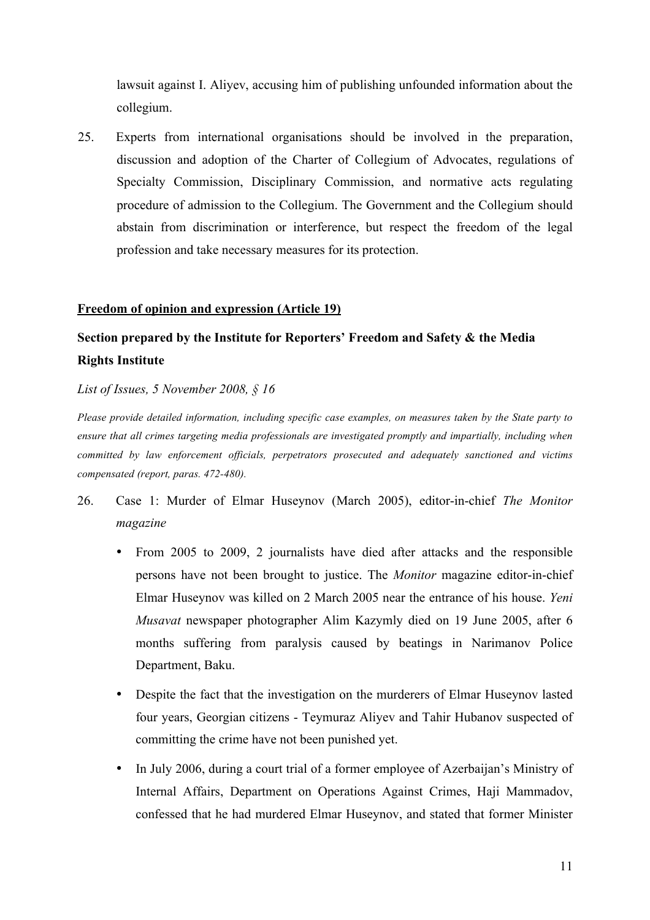lawsuit against I. Aliyev, accusing him of publishing unfounded information about the collegium.

25. Experts from international organisations should be involved in the preparation, discussion and adoption of the Charter of Collegium of Advocates, regulations of Specialty Commission, Disciplinary Commission, and normative acts regulating procedure of admission to the Collegium. The Government and the Collegium should abstain from discrimination or interference, but respect the freedom of the legal profession and take necessary measures for its protection.

<u>**Freedom of opinion and expression (Article 19)**</u>

**Section prepared by the Institute for Reporters' Freedom and Safety & the Media Rights Institute**

*List of Issues, 5 November 2008, § 16*

***Please provide detailed information, including specific case examples, on measures taken by the State party to ensure that all crimes targeting media professionals are investigated promptly and impartially, including when committed by law enforcement officials, perpetrators prosecuted and adequately sanctioned and victims compensated (report, paras. 472-480).***

26. Case 1: Murder of Elmar Huseynov (March 2005), editor-in-chief *The Monitor magazine*

- From 2005 to 2009, 2 journalists have died after attacks and the responsible persons have not been brought to justice. The *Monitor* magazine editor-in-chief Elmar Huseynov was killed on 2 March 2005 near the entrance of his house. *Yeni Musavat* newspaper photographer Alim Kazymly died on 19 June 2005, after 6 months suffering from paralysis caused by beatings in Narimanov Police Department, Baku.
- Despite the fact that the investigation on the murderers of Elmar Huseynov lasted four years, Georgian citizens - Teymuraz Aliyev and Tahir Hubanov suspected of committing the crime have not been punished yet.
- In July 2006, during a court trial of a former employee of Azerbaijan's Ministry of Internal Affairs, Department on Operations Against Crimes, Haji Mammadov, confessed that he had murdered Elmar Huseynov, and stated that former Minister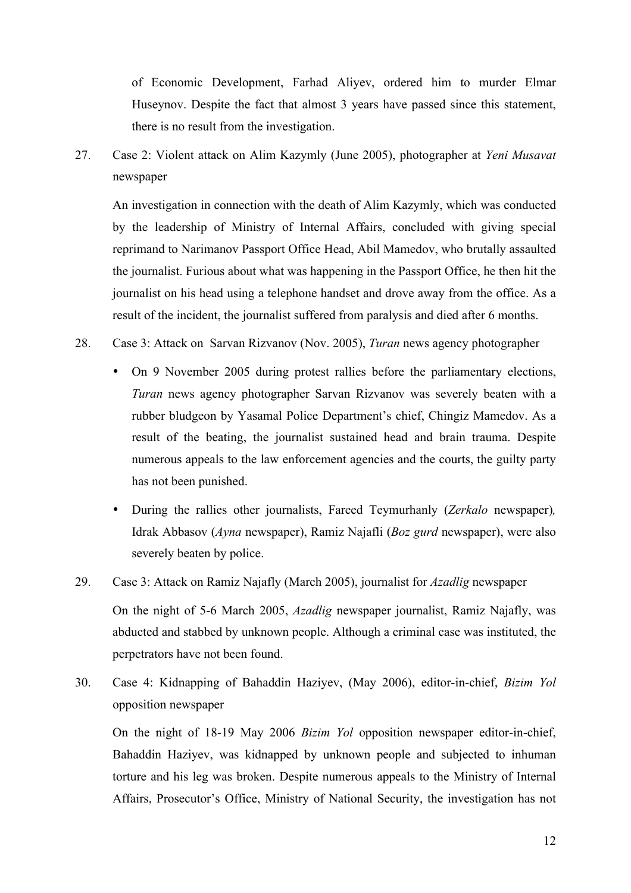of Economic Development, Farhad Aliyev, ordered him to murder Elmar Huseynov. Despite the fact that almost 3 years have passed since this statement, there is no result from the investigation.

27. Case 2: Violent attack on Alim Kazymly (June 2005), photographer at *Yeni Musavat* newspaper

An investigation in connection with the death of Alim Kazymly, which was conducted by the leadership of Ministry of Internal Affairs, concluded with giving special reprimand to Narimanov Passport Office Head, Abil Mamedov, who brutally assaulted the journalist. Furious about what was happening in the Passport Office, he then hit the journalist on his head using a telephone handset and drove away from the office. As a result of the incident, the journalist suffered from paralysis and died after 6 months.

28. Case 3: Attack on Sarvan Rizvanov (Nov. 2005), *Turan* news agency photographer

- On 9 November 2005 during protest rallies before the parliamentary elections, *Turan* news agency photographer Sarvan Rizvanov was severely beaten with a rubber bludgeon by Yasamal Police Department's chief, Chingiz Mamedov. As a result of the beating, the journalist sustained head and brain trauma. Despite numerous appeals to the law enforcement agencies and the courts, the guilty party has not been punished.
- During the rallies other journalists, Fareed Teymurhanly (*Zerkalo* newspaper), Idrak Abbasov (*Ayna* newspaper), Ramiz Najafli (*Boz gurd* newspaper), were also severely beaten by police.

29. Case 3: Attack on Ramiz Najafly (March 2005), journalist for *Azadlig* newspaper

On the night of 5-6 March 2005, *Azadlig* newspaper journalist, Ramiz Najafly, was abducted and stabbed by unknown people. Although a criminal case was instituted, the perpetrators have not been found.

30. Case 4: Kidnapping of Bahaddin Haziyev, (May 2006), editor-in-chief, *Bizim Yol* opposition newspaper

On the night of 18-19 May 2006 *Bizim Yol* opposition newspaper editor-in-chief, Bahaddin Haziyev, was kidnapped by unknown people and subjected to inhuman torture and his leg was broken. Despite numerous appeals to the Ministry of Internal Affairs, Prosecutor's Office, Ministry of National Security, the investigation has not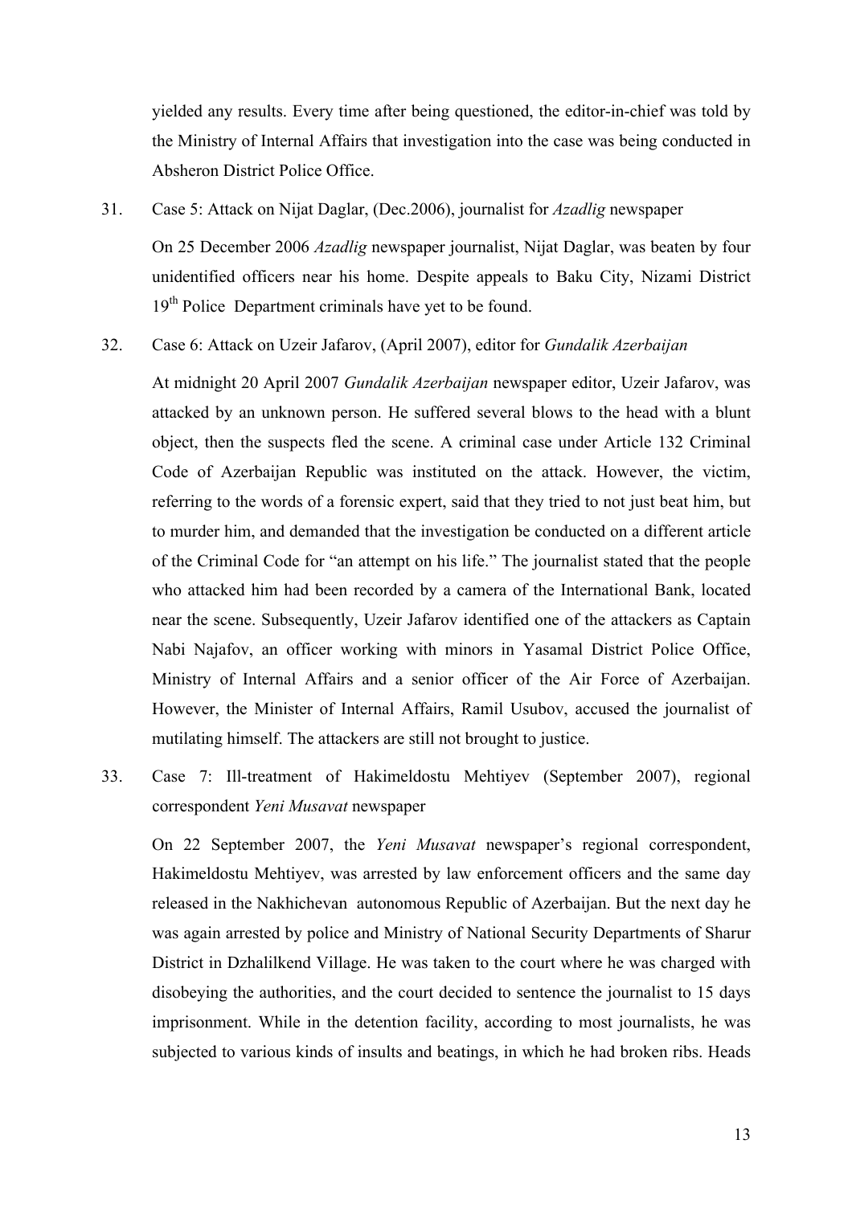yielded any results. Every time after being questioned, the editor-in-chief was told by the Ministry of Internal Affairs that investigation into the case was being conducted in Absheron District Police Office.

31. Case 5: Attack on Nijat Daglar, (Dec.2006), journalist for *Azadlig* newspaper

    On 25 December 2006 *Azadlig* newspaper journalist, Nijat Daglar, was beaten by four unidentified officers near his home. Despite appeals to Baku City, Nizami District 19th Police Department criminals have yet to be found.

32. Case 6: Attack on Uzeir Jafarov, (April 2007), editor for *Gundalik Azerbaijan*

    At midnight 20 April 2007 *Gundalik Azerbaijan* newspaper editor, Uzeir Jafarov, was attacked by an unknown person. He suffered several blows to the head with a blunt object, then the suspects fled the scene. A criminal case under Article 132 Criminal Code of Azerbaijan Republic was instituted on the attack. However, the victim, referring to the words of a forensic expert, said that they tried to not just beat him, but to murder him, and demanded that the investigation be conducted on a different article of the Criminal Code for "an attempt on his life." The journalist stated that the people who attacked him had been recorded by a camera of the International Bank, located near the scene. Subsequently, Uzeir Jafarov identified one of the attackers as Captain Nabi Najafov, an officer working with minors in Yasamal District Police Office, Ministry of Internal Affairs and a senior officer of the Air Force of Azerbaijan. However, the Minister of Internal Affairs, Ramil Usubov, accused the journalist of mutilating himself. The attackers are still not brought to justice.

33. Case 7: Ill-treatment of Hakimeldostu Mehtiyev (September 2007), regional correspondent *Yeni Musavat* newspaper

    On 22 September 2007, the *Yeni Musavat* newspaper's regional correspondent, Hakimeldostu Mehtiyev, was arrested by law enforcement officers and the same day released in the Nakhichevan autonomous Republic of Azerbaijan. But the next day he was again arrested by police and Ministry of National Security Departments of Sharur District in Dzhalilkend Village. He was taken to the court where he was charged with disobeying the authorities, and the court decided to sentence the journalist to 15 days imprisonment. While in the detention facility, according to most journalists, he was subjected to various kinds of insults and beatings, in which he had broken ribs. Heads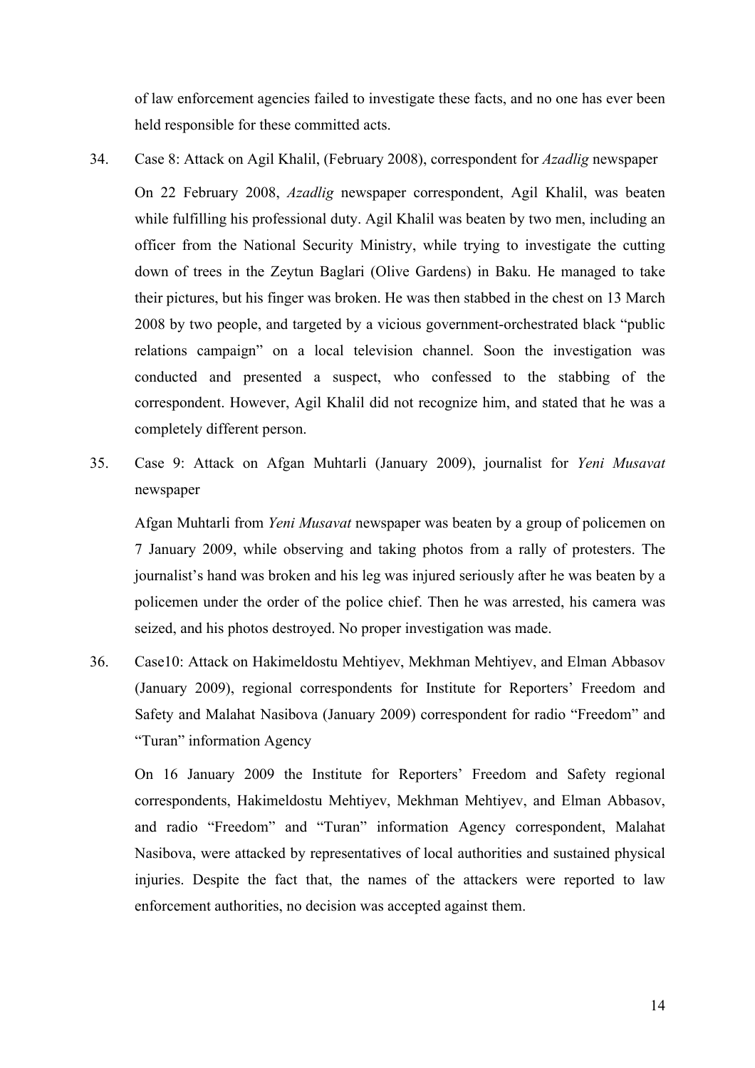of law enforcement agencies failed to investigate these facts, and no one has ever been held responsible for these committed acts.

34. Case 8: Attack on Agil Khalil, (February 2008), correspondent for *Azadlig* newspaper

    On 22 February 2008, *Azadlig* newspaper correspondent, Agil Khalil, was beaten while fulfilling his professional duty. Agil Khalil was beaten by two men, including an officer from the National Security Ministry, while trying to investigate the cutting down of trees in the Zeytun Baglari (Olive Gardens) in Baku. He managed to take their pictures, but his finger was broken. He was then stabbed in the chest on 13 March 2008 by two people, and targeted by a vicious government-orchestrated black "public relations campaign" on a local television channel. Soon the investigation was conducted and presented a suspect, who confessed to the stabbing of the correspondent. However, Agil Khalil did not recognize him, and stated that he was a completely different person.

35. Case 9: Attack on Afgan Muhtarli (January 2009), journalist for *Yeni Musavat* newspaper

    Afgan Muhtarli from *Yeni Musavat* newspaper was beaten by a group of policemen on 7 January 2009, while observing and taking photos from a rally of protesters. The journalist's hand was broken and his leg was injured seriously after he was beaten by a policemen under the order of the police chief. Then he was arrested, his camera was seized, and his photos destroyed. No proper investigation was made.

36. Case10: Attack on Hakimeldostu Mehtiyev, Mekhman Mehtiyev, and Elman Abbasov (January 2009), regional correspondents for Institute for Reporters' Freedom and Safety and Malahat Nasibova (January 2009) correspondent for radio "Freedom" and "Turan" information Agency

    On 16 January 2009 the Institute for Reporters' Freedom and Safety regional correspondents, Hakimeldostu Mehtiyev, Mekhman Mehtiyev, and Elman Abbasov, and radio "Freedom" and "Turan" information Agency correspondent, Malahat Nasibova, were attacked by representatives of local authorities and sustained physical injuries. Despite the fact that, the names of the attackers were reported to law enforcement authorities, no decision was accepted against them.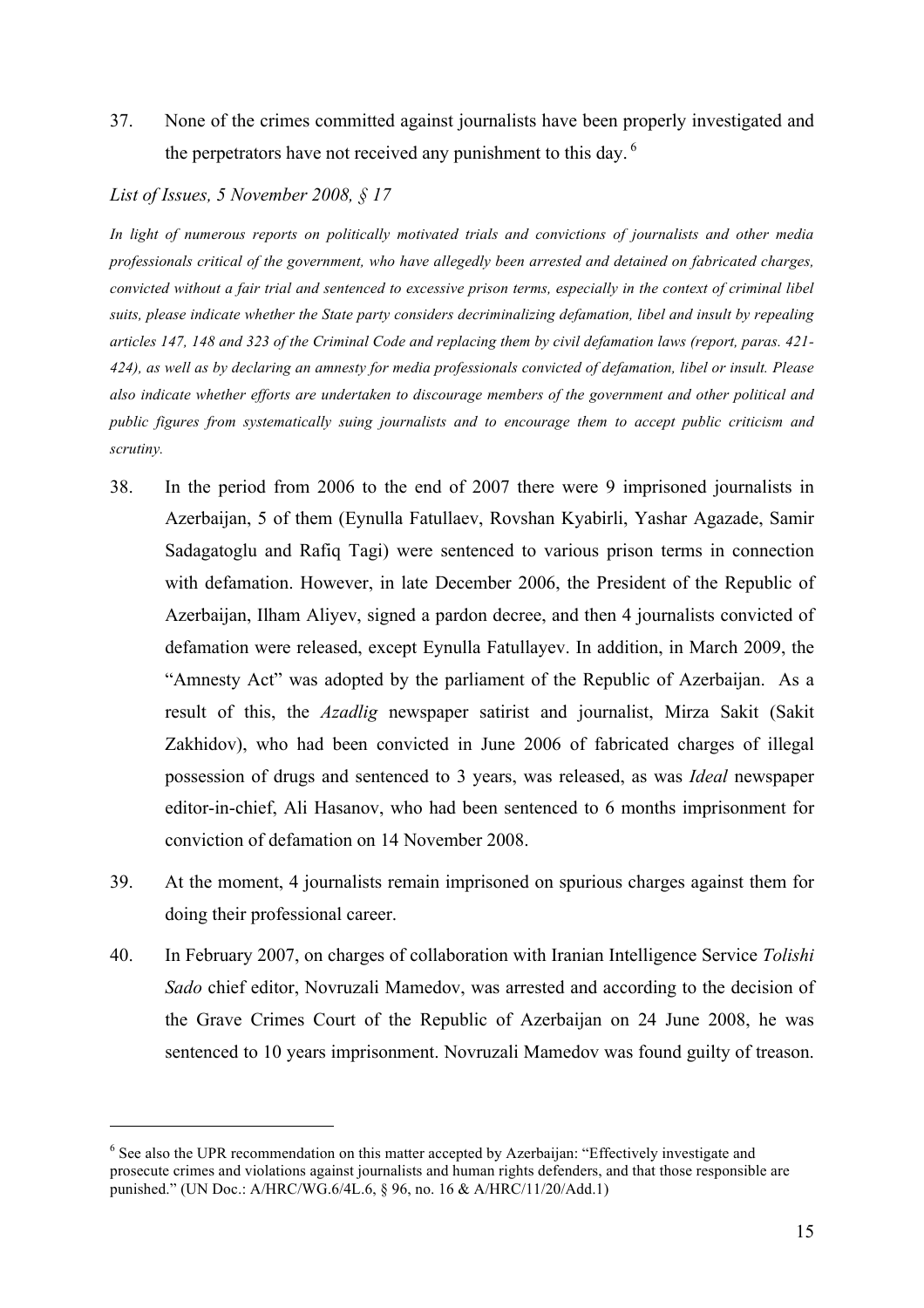37. None of the crimes committed against journalists have been properly investigated and the perpetrators have not received any punishment to this day. [6]

*List of Issues, 5 November 2008, § 17*

*In light of numerous reports on politically motivated trials and convictions of journalists and other media professionals critical of the government, who have allegedly been arrested and detained on fabricated charges, convicted without a fair trial and sentenced to excessive prison terms, especially in the context of criminal libel suits, please indicate whether the State party considers decriminalizing defamation, libel and insult by repealing articles 147, 148 and 323 of the Criminal Code and replacing them by civil defamation laws (report, paras. 421-424), as well as by declaring an amnesty for media professionals convicted of defamation, libel or insult. Please also indicate whether efforts are undertaken to discourage members of the government and other political and public figures from systematically suing journalists and to encourage them to accept public criticism and scrutiny.*

38. In the period from 2006 to the end of 2007 there were 9 imprisoned journalists in Azerbaijan, 5 of them (Eynulla Fatullaev, Rovshan Kyabirli, Yashar Agazade, Samir Sadagatoglu and Rafiq Tagi) were sentenced to various prison terms in connection with defamation. However, in late December 2006, the President of the Republic of Azerbaijan, Ilham Aliyev, signed a pardon decree, and then 4 journalists convicted of defamation were released, except Eynulla Fatullayev. In addition, in March 2009, the "Amnesty Act" was adopted by the parliament of the Republic of Azerbaijan. As a result of this, the *Azadlig* newspaper satirist and journalist, Mirza Sakit (Sakit Zakhidov), who had been convicted in June 2006 of fabricated charges of illegal possession of drugs and sentenced to 3 years, was released, as was *Ideal* newspaper editor-in-chief, Ali Hasanov, who had been sentenced to 6 months imprisonment for conviction of defamation on 14 November 2008.

39. At the moment, 4 journalists remain imprisoned on spurious charges against them for doing their professional career.

40. In February 2007, on charges of collaboration with Iranian Intelligence Service *Tolishi Sado* chief editor, Novruzali Mamedov, was arrested and according to the decision of the Grave Crimes Court of the Republic of Azerbaijan on 24 June 2008, he was sentenced to 10 years imprisonment. Novruzali Mamedov was found guilty of treason.

---

[6] See also the UPR recommendation on this matter accepted by Azerbaijan: "Effectively investigate and prosecute crimes and violations against journalists and human rights defenders, and that those responsible are punished." (UN Doc.: A/HRC/WG.6/4L.6, § 96, no. 16 & A/HRC/11/20/Add.1)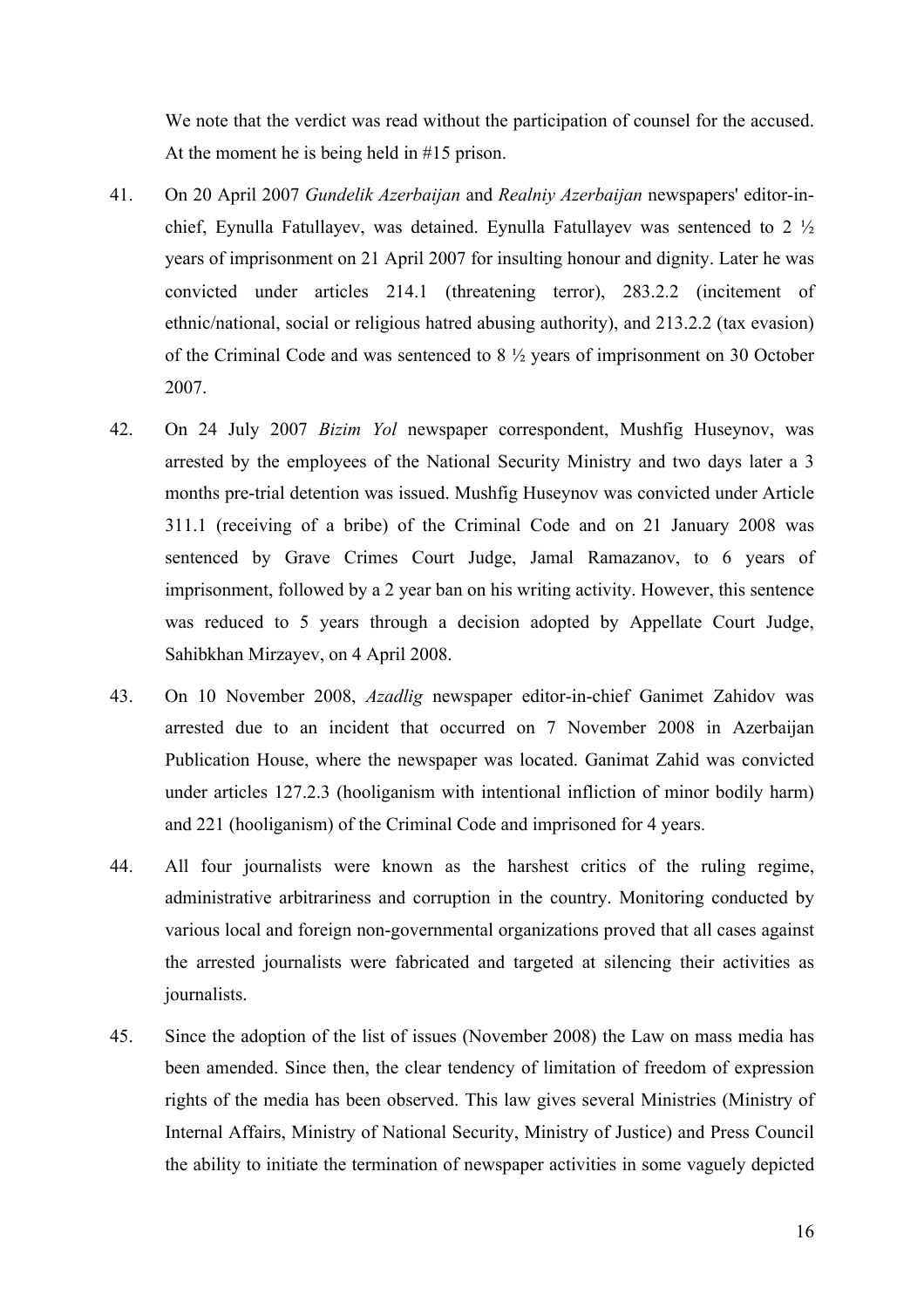We note that the verdict was read without the participation of counsel for the accused. At the moment he is being held in #15 prison.

41. On 20 April 2007 *Gundelik Azerbaijan* and *Realniy Azerbaijan* newspapers' editor-in-chief, Eynulla Fatullayev, was detained. Eynulla Fatullayev was sentenced to 2 ½ years of imprisonment on 21 April 2007 for insulting honour and dignity. Later he was convicted under articles 214.1 (threatening terror), 283.2.2 (incitement of ethnic/national, social or religious hatred abusing authority), and 213.2.2 (tax evasion) of the Criminal Code and was sentenced to 8 ½ years of imprisonment on 30 October 2007.

42. On 24 July 2007 *Bizim Yol* newspaper correspondent, Mushfig Huseynov, was arrested by the employees of the National Security Ministry and two days later a 3 months pre-trial detention was issued. Mushfig Huseynov was convicted under Article 311.1 (receiving of a bribe) of the Criminal Code and on 21 January 2008 was sentenced by Grave Crimes Court Judge, Jamal Ramazanov, to 6 years of imprisonment, followed by a 2 year ban on his writing activity. However, this sentence was reduced to 5 years through a decision adopted by Appellate Court Judge, Sahibkhan Mirzayev, on 4 April 2008.

43. On 10 November 2008, *Azadlig* newspaper editor-in-chief Ganimet Zahidov was arrested due to an incident that occurred on 7 November 2008 in Azerbaijan Publication House, where the newspaper was located. Ganimat Zahid was convicted under articles 127.2.3 (hooliganism with intentional infliction of minor bodily harm) and 221 (hooliganism) of the Criminal Code and imprisoned for 4 years.

44. All four journalists were known as the harshest critics of the ruling regime, administrative arbitrariness and corruption in the country. Monitoring conducted by various local and foreign non-governmental organizations proved that all cases against the arrested journalists were fabricated and targeted at silencing their activities as journalists.

45. Since the adoption of the list of issues (November 2008) the Law on mass media has been amended. Since then, the clear tendency of limitation of freedom of expression rights of the media has been observed. This law gives several Ministries (Ministry of Internal Affairs, Ministry of National Security, Ministry of Justice) and Press Council the ability to initiate the termination of newspaper activities in some vaguely depicted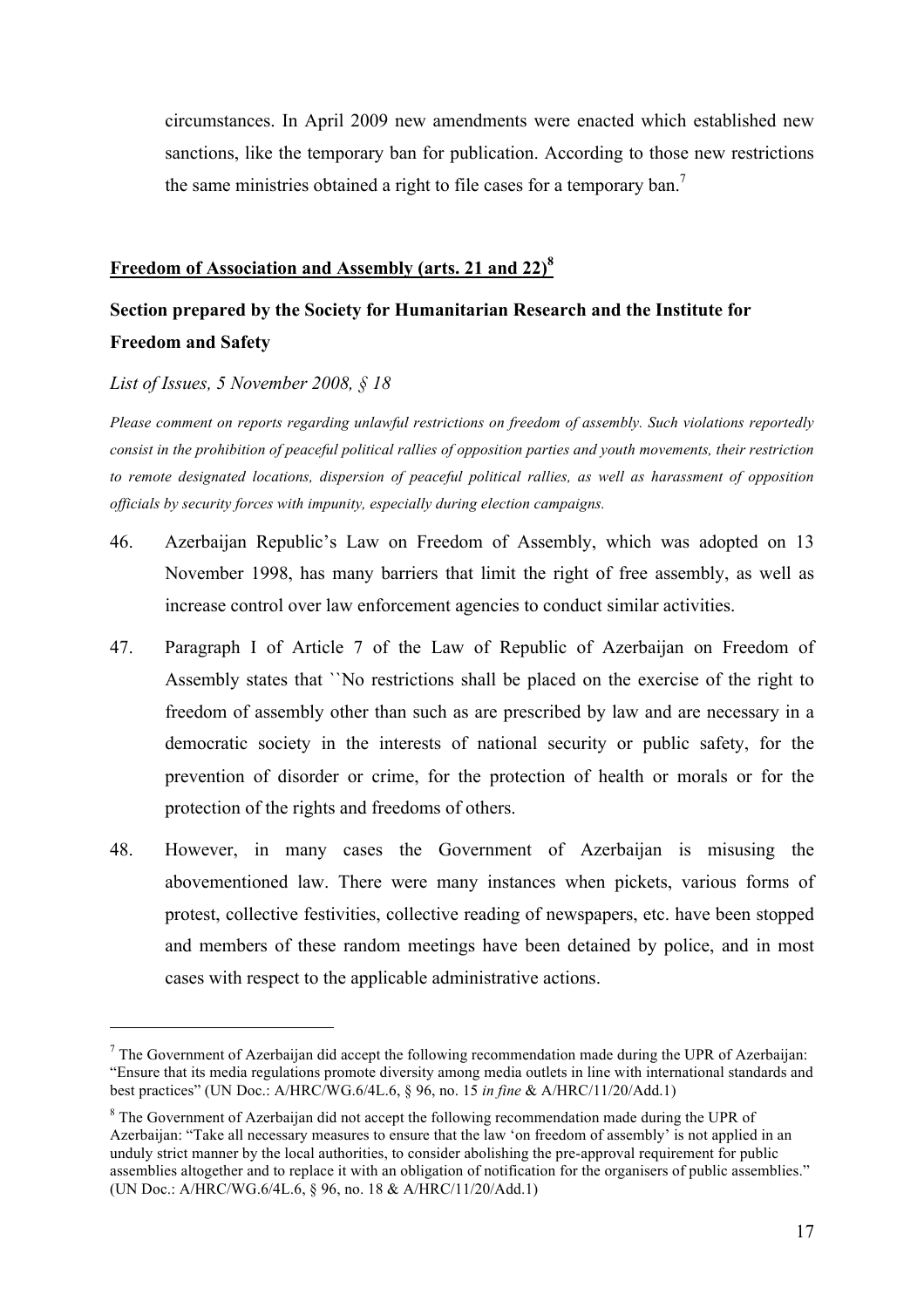circumstances. In April 2009 new amendments were enacted which established new sanctions, like the temporary ban for publication. According to those new restrictions the same ministries obtained a right to file cases for a temporary ban.[7]

## Freedom of Association and Assembly (arts. 21 and 22)[8]

### Section prepared by the Society for Humanitarian Research and the Institute for Freedom and Safety

*List of Issues, 5 November 2008, § 18*

*Please comment on reports regarding unlawful restrictions on freedom of assembly. Such violations reportedly consist in the prohibition of peaceful political rallies of opposition parties and youth movements, their restriction to remote designated locations, dispersion of peaceful political rallies, as well as harassment of opposition officials by security forces with impunity, especially during election campaigns.*

46. Azerbaijan Republic's Law on Freedom of Assembly, which was adopted on 13 November 1998, has many barriers that limit the right of free assembly, as well as increase control over law enforcement agencies to conduct similar activities.

47. Paragraph I of Article 7 of the Law of Republic of Azerbaijan on Freedom of Assembly states that ``No restrictions shall be placed on the exercise of the right to freedom of assembly other than such as are prescribed by law and are necessary in a democratic society in the interests of national security or public safety, for the prevention of disorder or crime, for the protection of health or morals or for the protection of the rights and freedoms of others.

48. However, in many cases the Government of Azerbaijan is misusing the abovementioned law. There were many instances when pickets, various forms of protest, collective festivities, collective reading of newspapers, etc. have been stopped and members of these random meetings have been detained by police, and in most cases with respect to the applicable administrative actions.

---

[7] The Government of Azerbaijan did accept the following recommendation made during the UPR of Azerbaijan: "Ensure that its media regulations promote diversity among media outlets in line with international standards and best practices" (UN Doc.: A/HRC/WG.6/4L.6, § 96, no. 15 *in fine* & A/HRC/11/20/Add.1)

[8] The Government of Azerbaijan did not accept the following recommendation made during the UPR of Azerbaijan: "Take all necessary measures to ensure that the law 'on freedom of assembly' is not applied in an unduly strict manner by the local authorities, to consider abolishing the pre-approval requirement for public assemblies altogether and to replace it with an obligation of notification for the organisers of public assemblies." (UN Doc.: A/HRC/WG.6/4L.6, § 96, no. 18 & A/HRC/11/20/Add.1)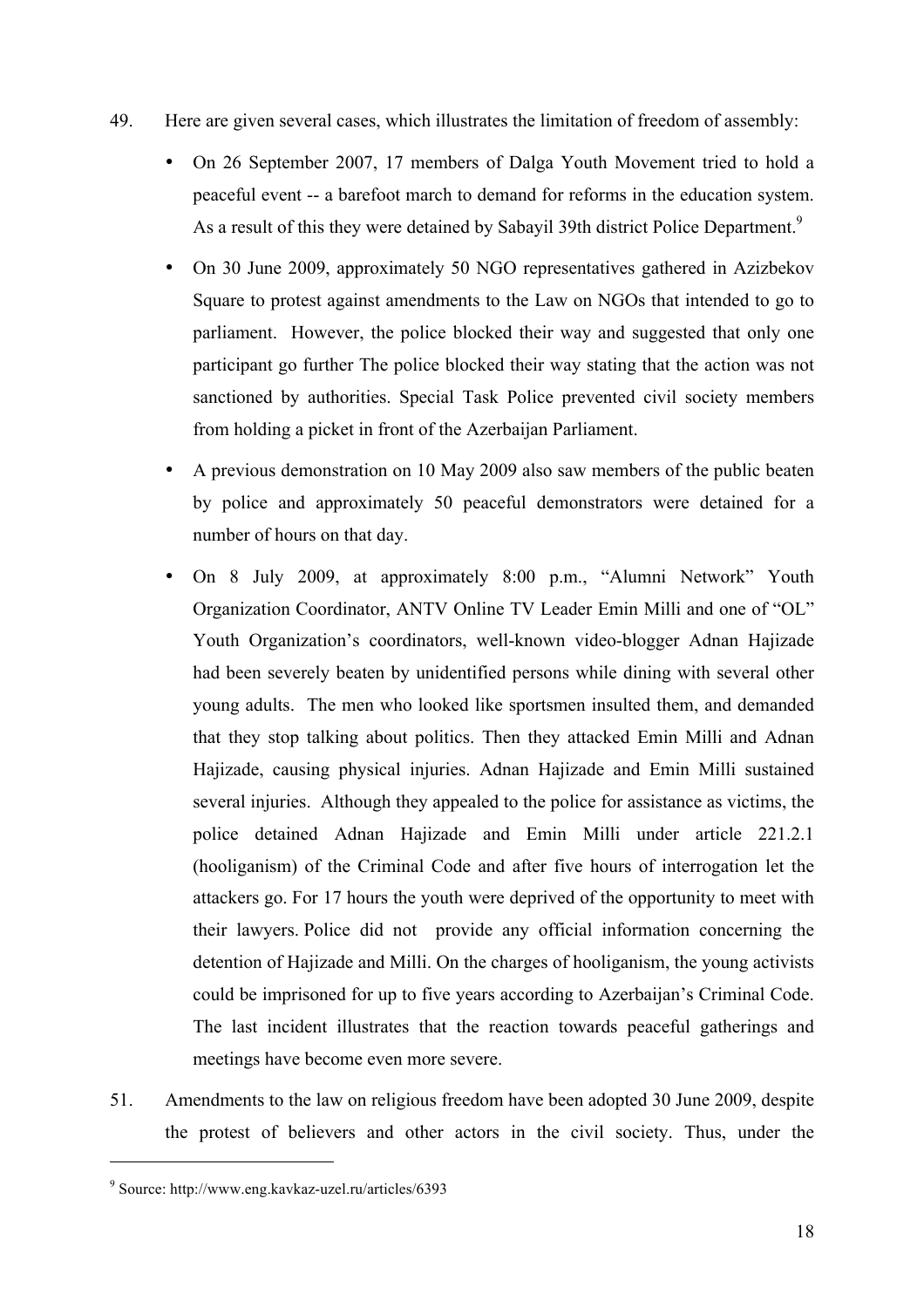49. Here are given several cases, which illustrates the limitation of freedom of assembly:

    - On 26 September 2007, 17 members of Dalga Youth Movement tried to hold a peaceful event -- a barefoot march to demand for reforms in the education system. As a result of this they were detained by Sabayil 39th district Police Department.[9]
    - On 30 June 2009, approximately 50 NGO representatives gathered in Azizbekov Square to protest against amendments to the Law on NGOs that intended to go to parliament. However, the police blocked their way and suggested that only one participant go further The police blocked their way stating that the action was not sanctioned by authorities. Special Task Police prevented civil society members from holding a picket in front of the Azerbaijan Parliament.
    - A previous demonstration on 10 May 2009 also saw members of the public beaten by police and approximately 50 peaceful demonstrators were detained for a number of hours on that day.
    - On 8 July 2009, at approximately 8:00 p.m., "Alumni Network" Youth Organization Coordinator, ANTV Online TV Leader Emin Milli and one of "OL" Youth Organization's coordinators, well-known video-blogger Adnan Hajizade had been severely beaten by unidentified persons while dining with several other young adults. The men who looked like sportsmen insulted them, and demanded that they stop talking about politics. Then they attacked Emin Milli and Adnan Hajizade, causing physical injuries. Adnan Hajizade and Emin Milli sustained several injuries. Although they appealed to the police for assistance as victims, the police detained Adnan Hajizade and Emin Milli under article 221.2.1 (hooliganism) of the Criminal Code and after five hours of interrogation let the attackers go. For 17 hours the youth were deprived of the opportunity to meet with their lawyers. Police did not provide any official information concerning the detention of Hajizade and Milli. On the charges of hooliganism, the young activists could be imprisoned for up to five years according to Azerbaijan's Criminal Code. The last incident illustrates that the reaction towards peaceful gatherings and meetings have become even more severe.

51. Amendments to the law on religious freedom have been adopted 30 June 2009, despite the protest of believers and other actors in the civil society. Thus, under the

---

[9] Source: http://www.eng.kavkaz-uzel.ru/articles/6393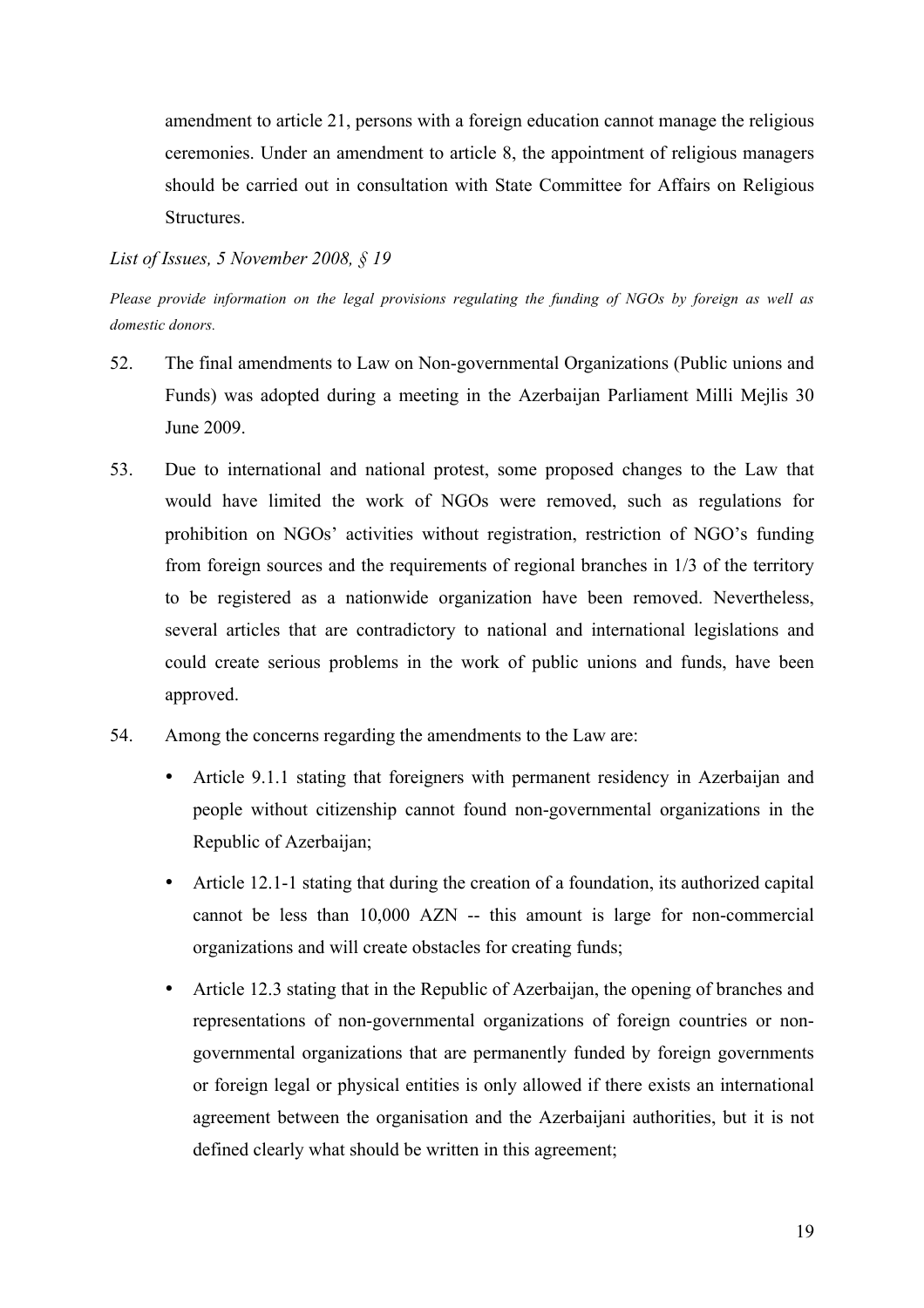amendment to article 21, persons with a foreign education cannot manage the religious ceremonies. Under an amendment to article 8, the appointment of religious managers should be carried out in consultation with State Committee for Affairs on Religious Structures.

*List of Issues, 5 November 2008, § 19*

*Please provide information on the legal provisions regulating the funding of NGOs by foreign as well as domestic donors.*

52. The final amendments to Law on Non-governmental Organizations (Public unions and Funds) was adopted during a meeting in the Azerbaijan Parliament Milli Mejlis 30 June 2009.

53. Due to international and national protest, some proposed changes to the Law that would have limited the work of NGOs were removed, such as regulations for prohibition on NGOs' activities without registration, restriction of NGO's funding from foreign sources and the requirements of regional branches in 1/3 of the territory to be registered as a nationwide organization have been removed. Nevertheless, several articles that are contradictory to national and international legislations and could create serious problems in the work of public unions and funds, have been approved.

54. Among the concerns regarding the amendments to the Law are:

    - Article 9.1.1 stating that foreigners with permanent residency in Azerbaijan and people without citizenship cannot found non-governmental organizations in the Republic of Azerbaijan;
    - Article 12.1-1 stating that during the creation of a foundation, its authorized capital cannot be less than 10,000 AZN -- this amount is large for non-commercial organizations and will create obstacles for creating funds;
    - Article 12.3 stating that in the Republic of Azerbaijan, the opening of branches and representations of non-governmental organizations of foreign countries or non-governmental organizations that are permanently funded by foreign governments or foreign legal or physical entities is only allowed if there exists an international agreement between the organisation and the Azerbaijani authorities, but it is not defined clearly what should be written in this agreement;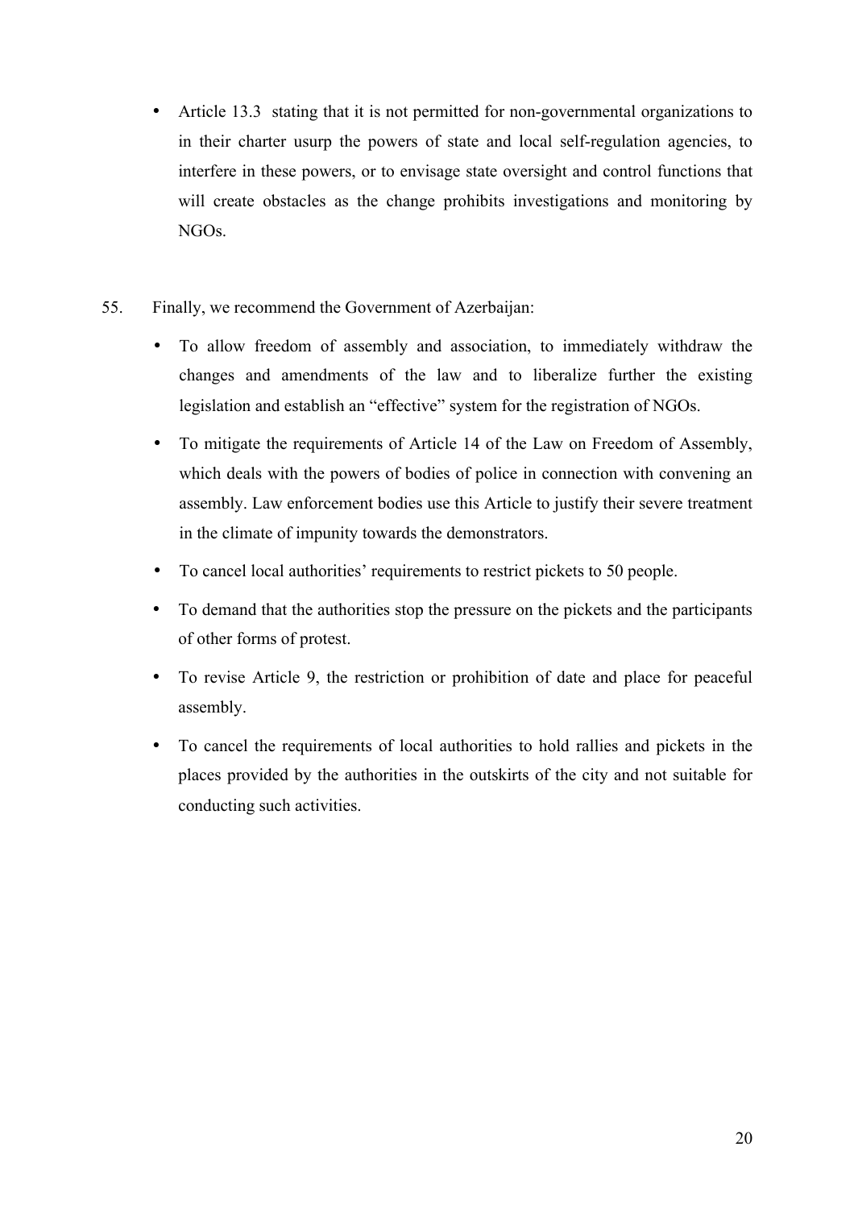- Article 13.3 stating that it is not permitted for non-governmental organizations to in their charter usurp the powers of state and local self-regulation agencies, to interfere in these powers, or to envisage state oversight and control functions that will create obstacles as the change prohibits investigations and monitoring by NGOs.

55. Finally, we recommend the Government of Azerbaijan:

- To allow freedom of assembly and association, to immediately withdraw the changes and amendments of the law and to liberalize further the existing legislation and establish an "effective" system for the registration of NGOs.
- To mitigate the requirements of Article 14 of the Law on Freedom of Assembly, which deals with the powers of bodies of police in connection with convening an assembly. Law enforcement bodies use this Article to justify their severe treatment in the climate of impunity towards the demonstrators.
- To cancel local authorities' requirements to restrict pickets to 50 people.
- To demand that the authorities stop the pressure on the pickets and the participants of other forms of protest.
- To revise Article 9, the restriction or prohibition of date and place for peaceful assembly.
- To cancel the requirements of local authorities to hold rallies and pickets in the places provided by the authorities in the outskirts of the city and not suitable for conducting such activities.